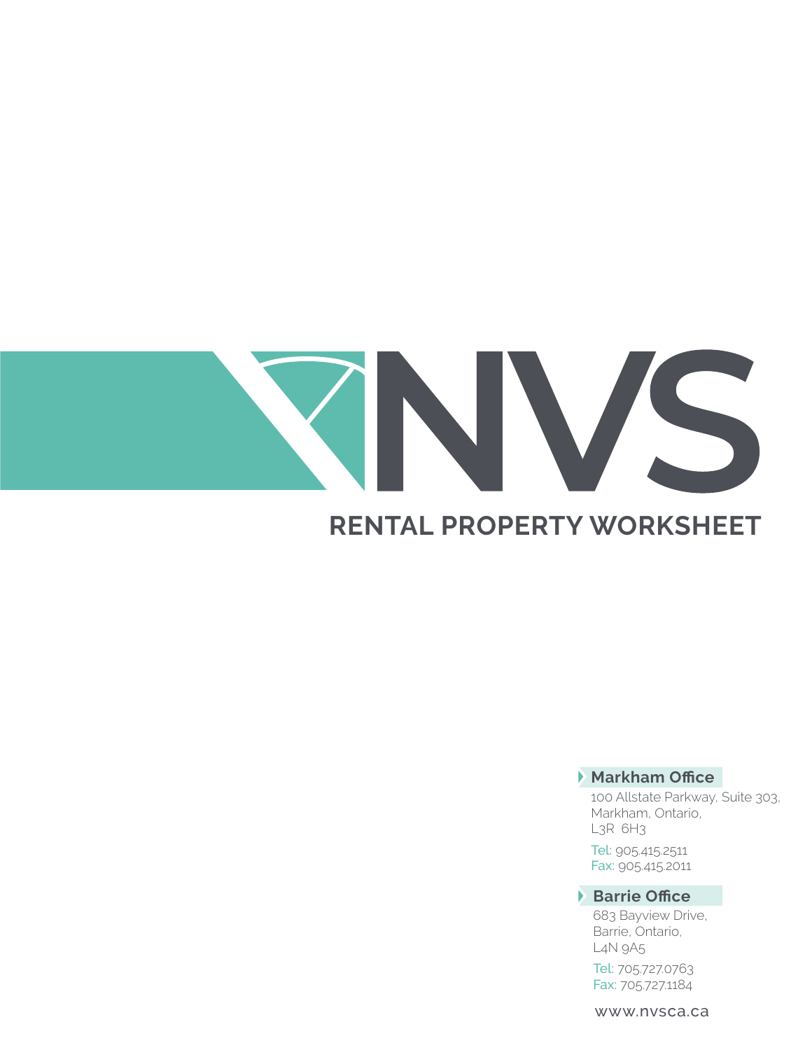# NVS

## RENTAL PROPERTY WORKSHEET

**Markham Office**

100 Allstate Parkway, Suite 303,
Markham, Ontario,
L3R 6H3

Tel: 905.415.2511
Fax: 905.415.2011

**Barrie Office**

683 Bayview Drive,
Barrie, Ontario,
L4N 9A5

Tel: 705.727.0763
Fax: 705.727.1184

www.nvsca.ca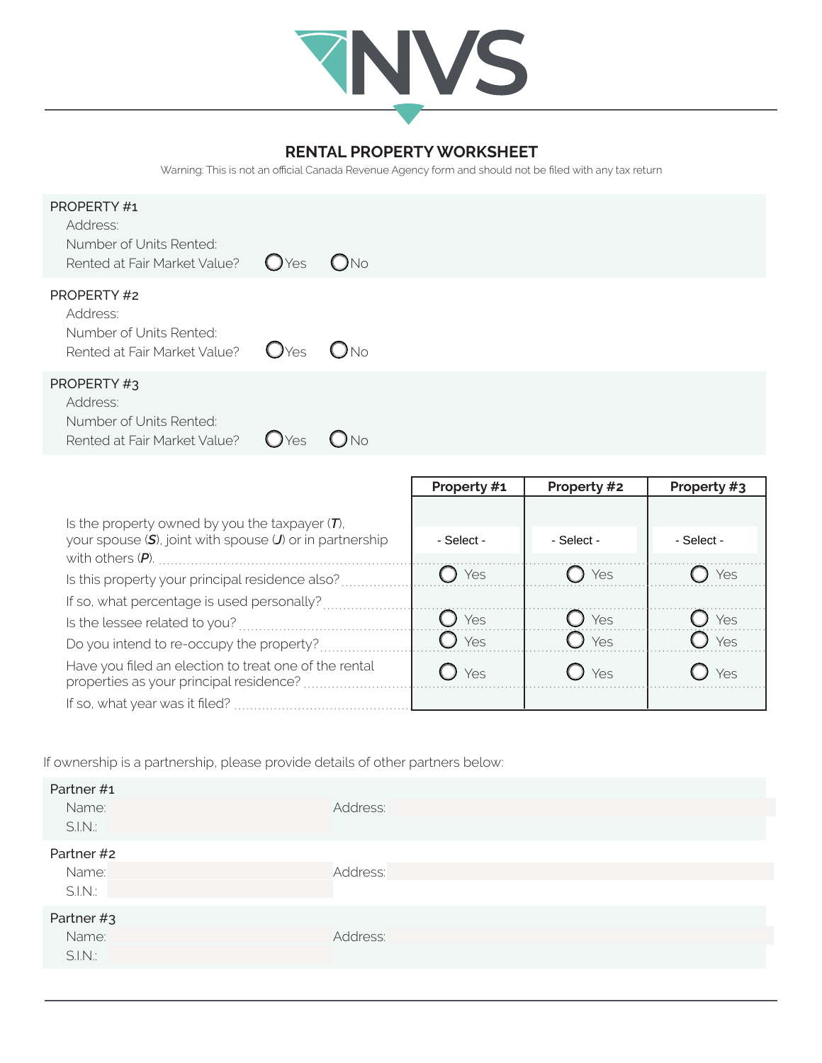NVS

## RENTAL PROPERTY WORKSHEET

Warning: This is not an official Canada Revenue Agency form and should not be filed with any tax return

**PROPERTY #1**
- Address:
- Number of Units Rented:
- Rented at Fair Market Value? ○ Yes ○ No

**PROPERTY #2**
- Address:
- Number of Units Rented:
- Rented at Fair Market Value? ○ Yes ○ No

**PROPERTY #3**
- Address:
- Number of Units Rented:
- Rented at Fair Market Value? ○ Yes ○ No

| | Property #1 | Property #2 | Property #3 |
|---|---|---|---|
| Is the property owned by you the taxpayer (***T***), your spouse (***S***), joint with spouse (***J***) or in partnership with others (***P***). | - Select - | - Select - | - Select - |
| Is this property your principal residence also? | ○ Yes | ○ Yes | ○ Yes |
| If so, what percentage is used personally? | | | |
| Is the lessee related to you? | ○ Yes | ○ Yes | ○ Yes |
| Do you intend to re-occupy the property? | ○ Yes | ○ Yes | ○ Yes |
| Have you filed an election to treat one of the rental properties as your principal residence? | ○ Yes | ○ Yes | ○ Yes |
| If so, what year was it filed? | | | |

If ownership is a partnership, please provide details of other partners below:

**Partner #1**
- Name: Address:
- S.I.N.:

**Partner #2**
- Name: Address:
- S.I.N.:

**Partner #3**
- Name: Address:
- S.I.N.: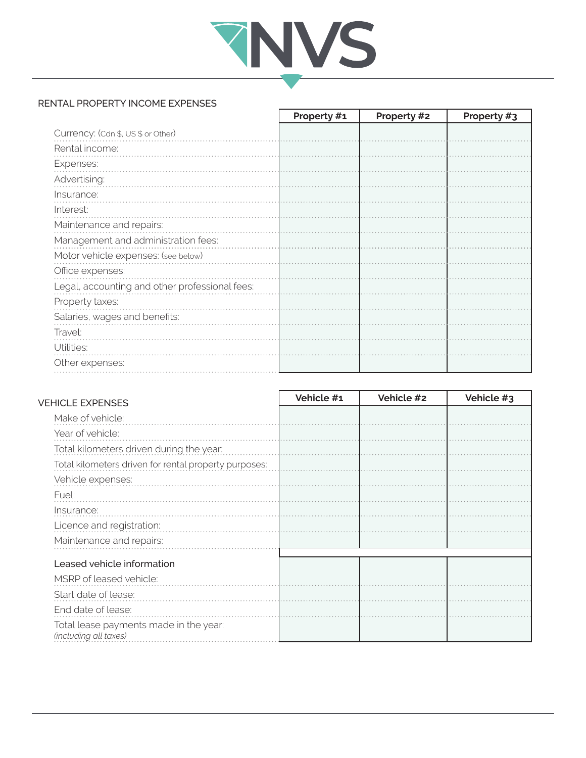## RENTAL PROPERTY INCOME EXPENSES

| | Property #1 | Property #2 | Property #3 |
|---|---|---|---|
| Currency: (Cdn $, US $ or Other) | | | |
| Rental income: | | | |
| Expenses: | | | |
| Advertising: | | | |
| Insurance: | | | |
| Interest: | | | |
| Maintenance and repairs: | | | |
| Management and administration fees: | | | |
| Motor vehicle expenses: (see below) | | | |
| Office expenses: | | | |
| Legal, accounting and other professional fees: | | | |
| Property taxes: | | | |
| Salaries, wages and benefits: | | | |
| Travel: | | | |
| Utilities: | | | |
| Other expenses: | | | |

## VEHICLE EXPENSES

| | Vehicle #1 | Vehicle #2 | Vehicle #3 |
|---|---|---|---|
| Make of vehicle: | | | |
| Year of vehicle: | | | |
| Total kilometers driven during the year: | | | |
| Total kilometers driven for rental property purposes: | | | |
| Vehicle expenses: | | | |
| Fuel: | | | |
| Insurance: | | | |
| Licence and registration: | | | |
| Maintenance and repairs: | | | |
| **Leased vehicle information** | | | |
| MSRP of leased vehicle: | | | |
| Start date of lease: | | | |
| End date of lease: | | | |
| Total lease payments made in the year: *(including all taxes)* | | | |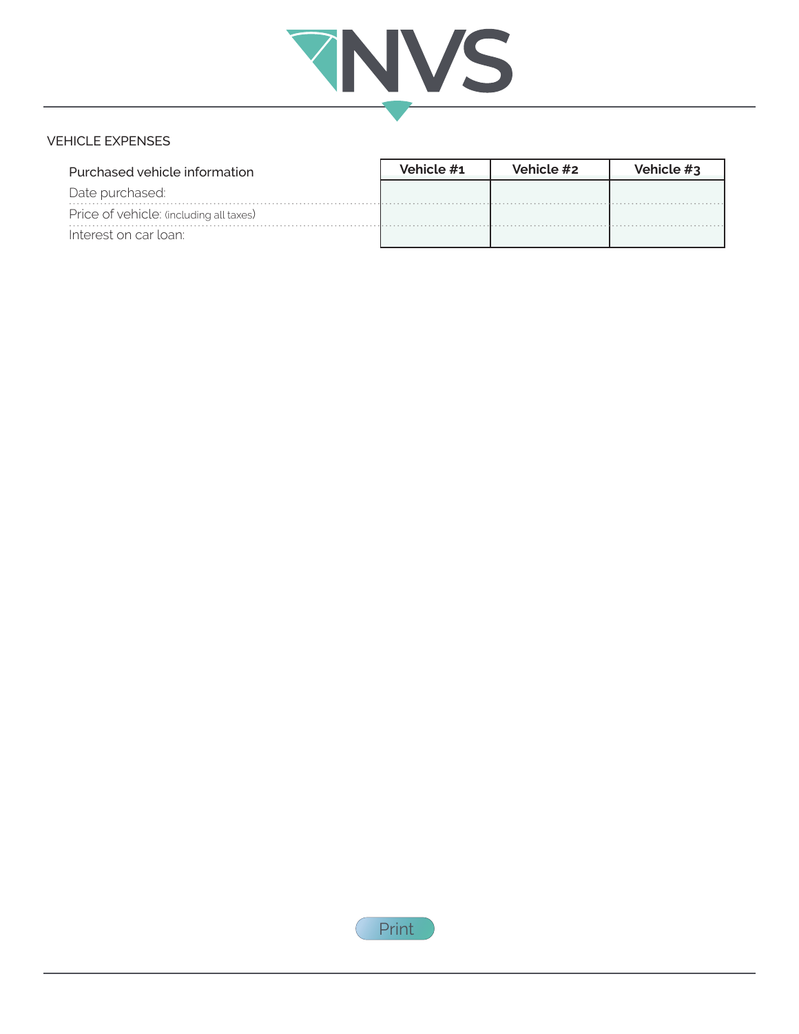NVS

VEHICLE EXPENSES

| Purchased vehicle information | Vehicle #1 | Vehicle #2 | Vehicle #3 |
|---|---|---|---|
| Date purchased: | | | |
| Price of vehicle: (including all taxes) | | | |
| Interest on car loan: | | | |

Print